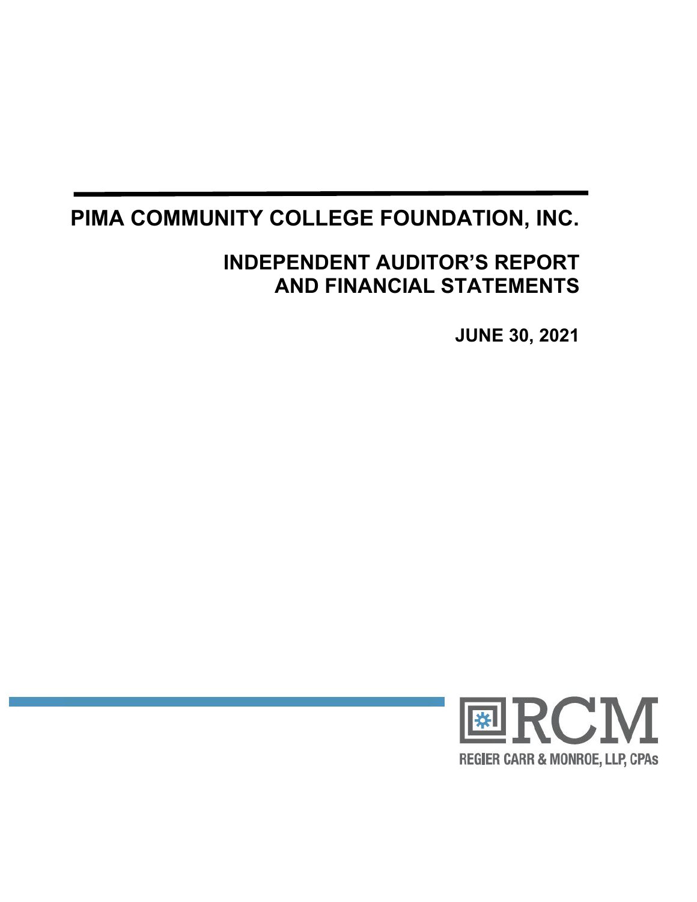# PIMA COMMUNITY COLLEGE FOUNDATION, INC.

## INDEPENDENT AUDITOR'S REPORT AND FINANCIAL STATEMENTS

**JUNE 30, 2021**

RCM

REGIER CARR & MONROE, LLP, CPAs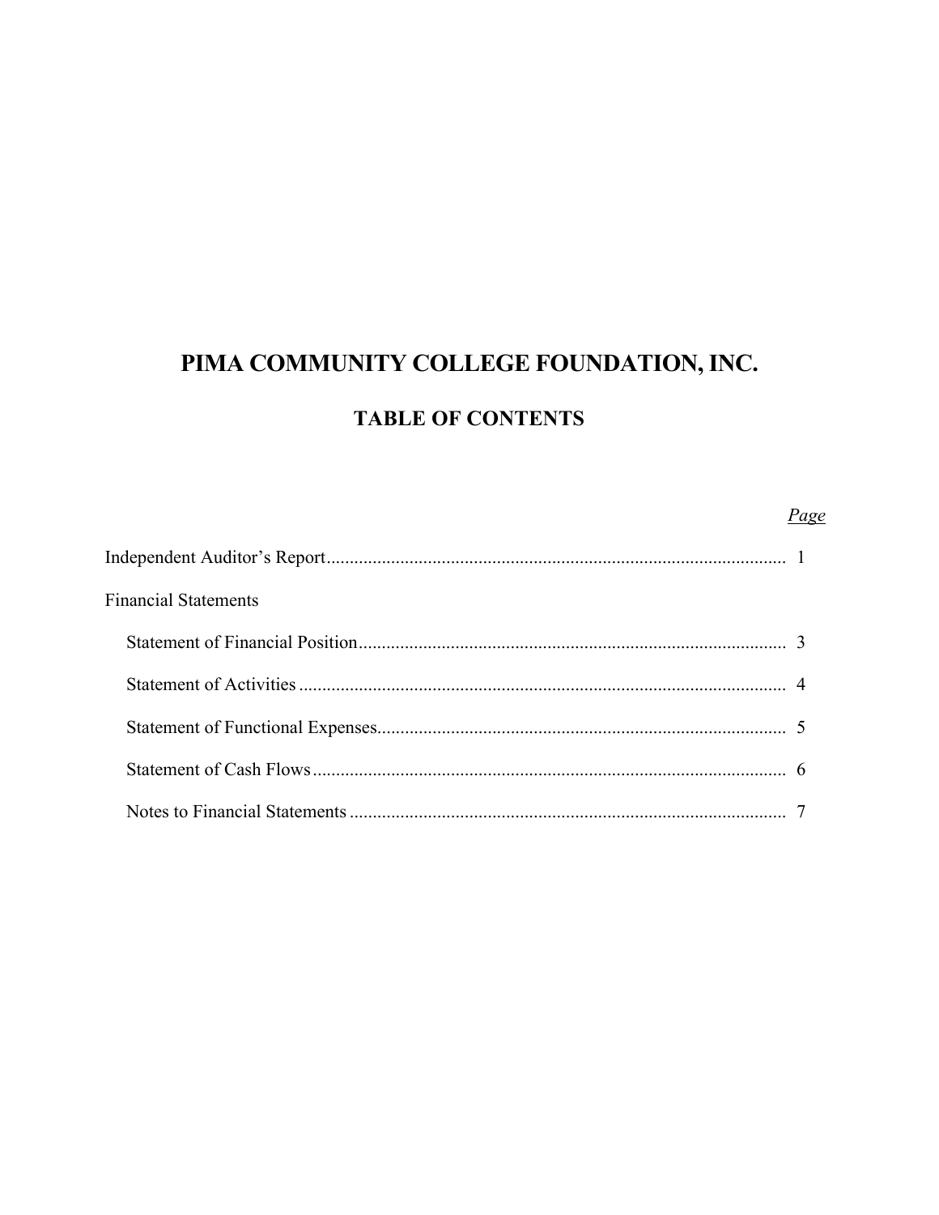# PIMA COMMUNITY COLLEGE FOUNDATION, INC.

## TABLE OF CONTENTS

| | *Page* |
|---|---|
| Independent Auditor's Report | 1 |
| Financial Statements | |
| Statement of Financial Position | 3 |
| Statement of Activities | 4 |
| Statement of Functional Expenses | 5 |
| Statement of Cash Flows | 6 |
| Notes to Financial Statements | 7 |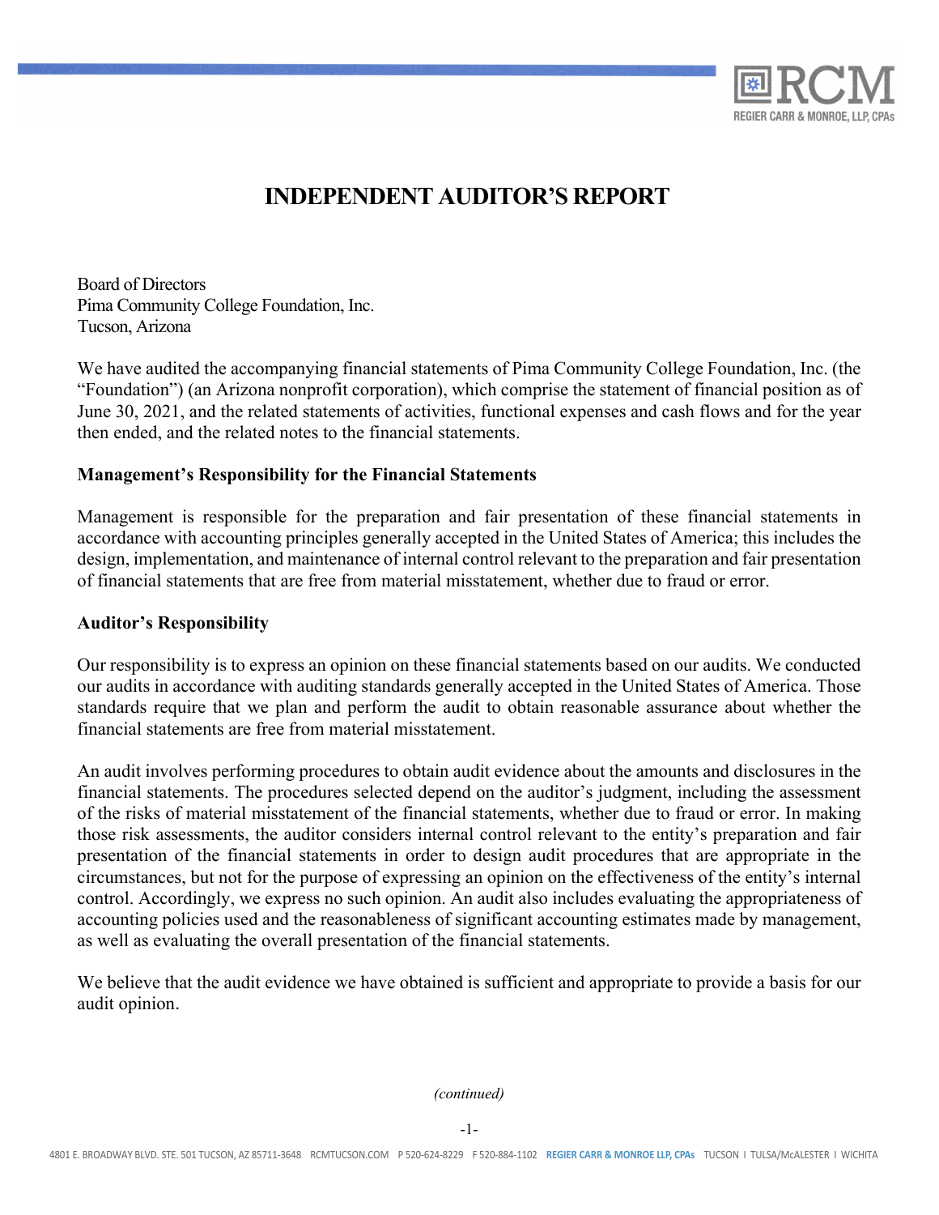# INDEPENDENT AUDITOR'S REPORT

Board of Directors
Pima Community College Foundation, Inc.
Tucson, Arizona

We have audited the accompanying financial statements of Pima Community College Foundation, Inc. (the "Foundation") (an Arizona nonprofit corporation), which comprise the statement of financial position as of June 30, 2021, and the related statements of activities, functional expenses and cash flows and for the year then ended, and the related notes to the financial statements.

**Management's Responsibility for the Financial Statements**

Management is responsible for the preparation and fair presentation of these financial statements in accordance with accounting principles generally accepted in the United States of America; this includes the design, implementation, and maintenance of internal control relevant to the preparation and fair presentation of financial statements that are free from material misstatement, whether due to fraud or error.

**Auditor's Responsibility**

Our responsibility is to express an opinion on these financial statements based on our audits. We conducted our audits in accordance with auditing standards generally accepted in the United States of America. Those standards require that we plan and perform the audit to obtain reasonable assurance about whether the financial statements are free from material misstatement.

An audit involves performing procedures to obtain audit evidence about the amounts and disclosures in the financial statements. The procedures selected depend on the auditor's judgment, including the assessment of the risks of material misstatement of the financial statements, whether due to fraud or error. In making those risk assessments, the auditor considers internal control relevant to the entity's preparation and fair presentation of the financial statements in order to design audit procedures that are appropriate in the circumstances, but not for the purpose of expressing an opinion on the effectiveness of the entity's internal control. Accordingly, we express no such opinion. An audit also includes evaluating the appropriateness of accounting policies used and the reasonableness of significant accounting estimates made by management, as well as evaluating the overall presentation of the financial statements.

We believe that the audit evidence we have obtained is sufficient and appropriate to provide a basis for our audit opinion.

*(continued)*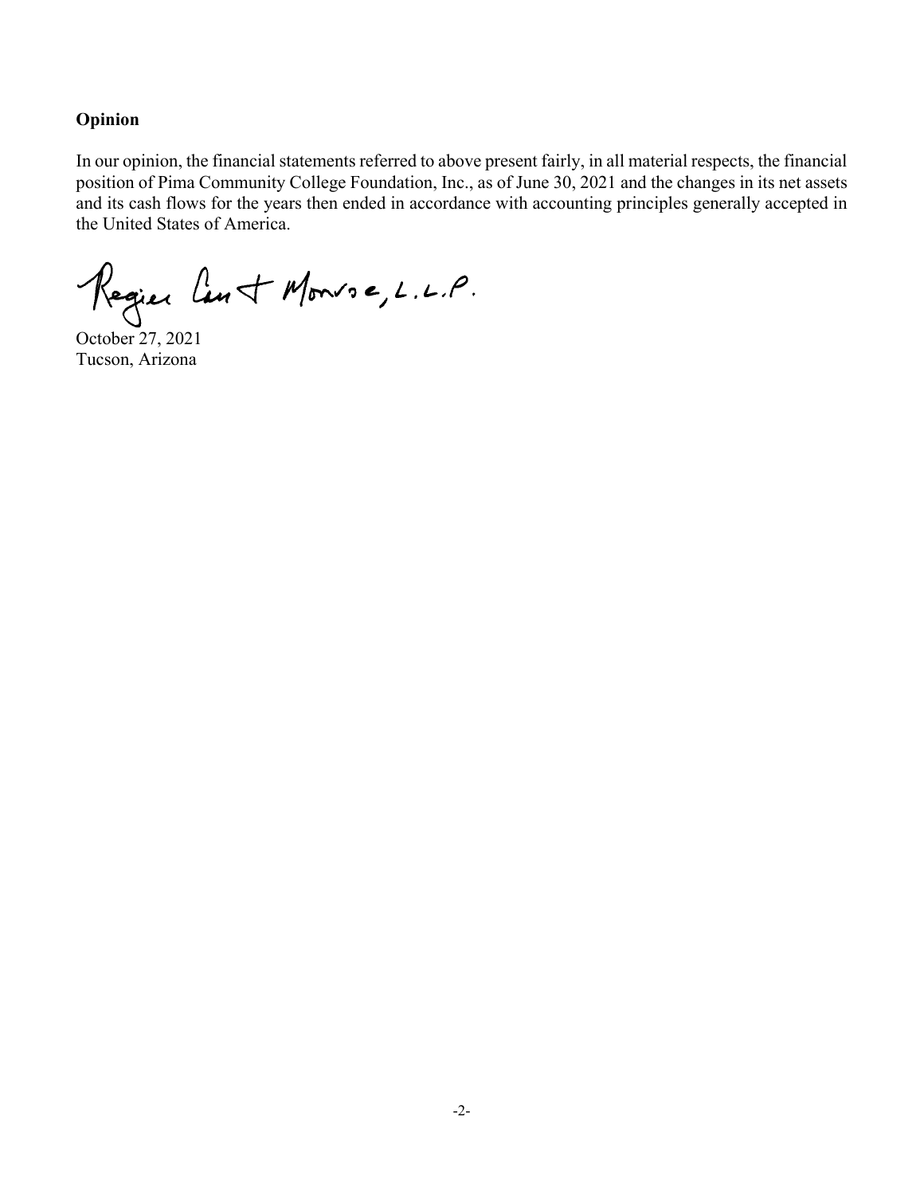## Opinion

In our opinion, the financial statements referred to above present fairly, in all material respects, the financial position of Pima Community College Foundation, Inc., as of June 30, 2021 and the changes in its net assets and its cash flows for the years then ended in accordance with accounting principles generally accepted in the United States of America.

Regier Carr & Monroe, L.L.P.

October 27, 2021
Tucson, Arizona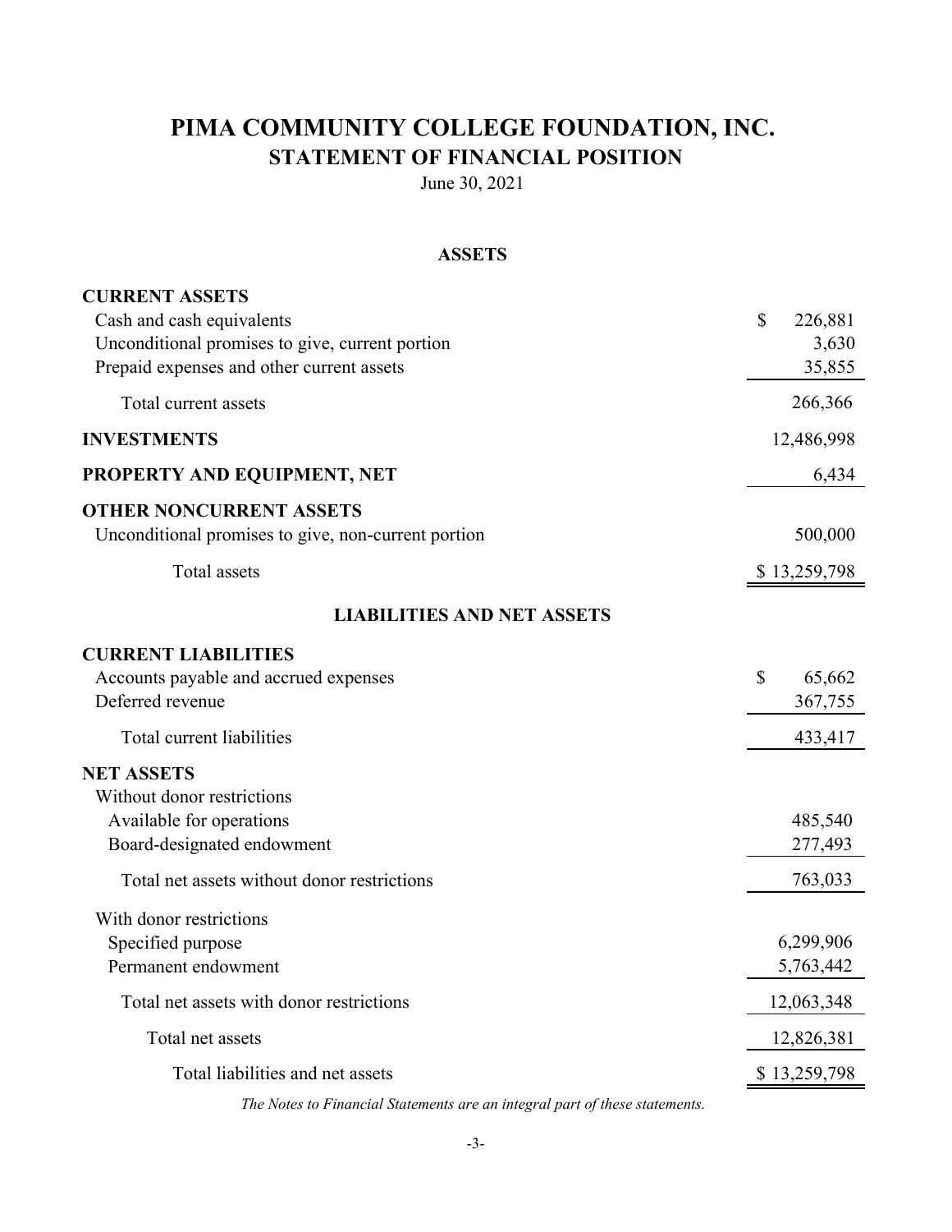# PIMA COMMUNITY COLLEGE FOUNDATION, INC.

## STATEMENT OF FINANCIAL POSITION

June 30, 2021

### ASSETS

| | |
|---|---|
| **CURRENT ASSETS** | |
| Cash and cash equivalents | $ 226,881 |
| Unconditional promises to give, current portion | 3,630 |
| Prepaid expenses and other current assets | 35,855 |
| Total current assets | 266,366 |
| **INVESTMENTS** | 12,486,998 |
| **PROPERTY AND EQUIPMENT, NET** | 6,434 |
| **OTHER NONCURRENT ASSETS** | |
| Unconditional promises to give, non-current portion | 500,000 |
| Total assets | $ 13,259,798 |

### LIABILITIES AND NET ASSETS

| | |
|---|---|
| **CURRENT LIABILITIES** | |
| Accounts payable and accrued expenses | $ 65,662 |
| Deferred revenue | 367,755 |
| Total current liabilities | 433,417 |
| **NET ASSETS** | |
| Without donor restrictions | |
| Available for operations | 485,540 |
| Board-designated endowment | 277,493 |
| Total net assets without donor restrictions | 763,033 |
| With donor restrictions | |
| Specified purpose | 6,299,906 |
| Permanent endowment | 5,763,442 |
| Total net assets with donor restrictions | 12,063,348 |
| Total net assets | 12,826,381 |
| Total liabilities and net assets | $ 13,259,798 |

*The Notes to Financial Statements are an integral part of these statements.*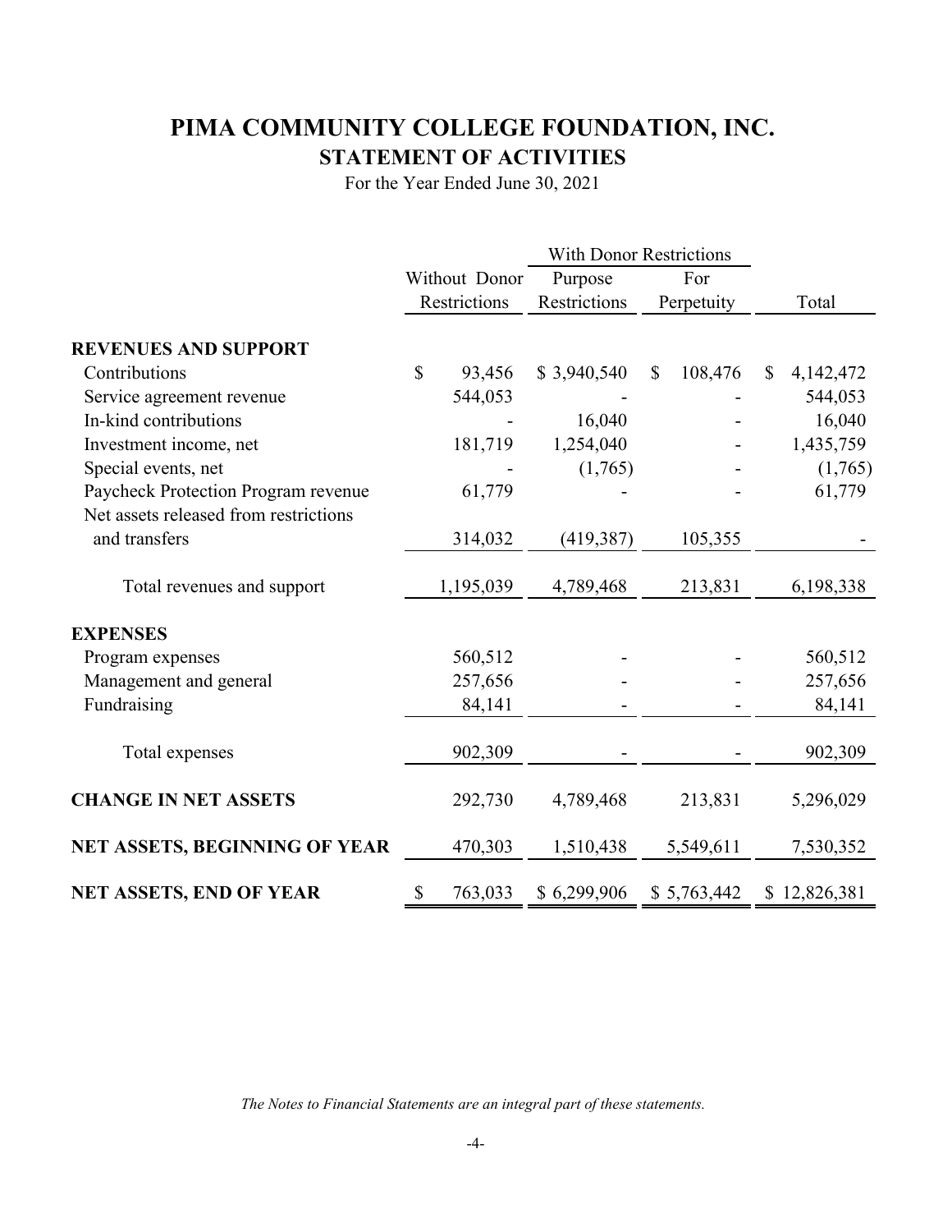# PIMA COMMUNITY COLLEGE FOUNDATION, INC.

## STATEMENT OF ACTIVITIES

For the Year Ended June 30, 2021

| | Without Donor Restrictions | With Donor Restrictions | | Total |
|---|---|---|---|---|
| | | Purpose Restrictions | For Perpetuity | |
| **REVENUES AND SUPPORT** | | | | |
| Contributions | $ 93,456 | $ 3,940,540 | $ 108,476 | $ 4,142,472 |
| Service agreement revenue | 544,053 | - | - | 544,053 |
| In-kind contributions | - | 16,040 | - | 16,040 |
| Investment income, net | 181,719 | 1,254,040 | - | 1,435,759 |
| Special events, net | - | (1,765) | - | (1,765) |
| Paycheck Protection Program revenue | 61,779 | - | - | 61,779 |
| Net assets released from restrictions and transfers | 314,032 | (419,387) | 105,355 | - |
| Total revenues and support | 1,195,039 | 4,789,468 | 213,831 | 6,198,338 |
| **EXPENSES** | | | | |
| Program expenses | 560,512 | - | - | 560,512 |
| Management and general | 257,656 | - | - | 257,656 |
| Fundraising | 84,141 | - | - | 84,141 |
| Total expenses | 902,309 | - | - | 902,309 |
| **CHANGE IN NET ASSETS** | 292,730 | 4,789,468 | 213,831 | 5,296,029 |
| **NET ASSETS, BEGINNING OF YEAR** | 470,303 | 1,510,438 | 5,549,611 | 7,530,352 |
| **NET ASSETS, END OF YEAR** | $ 763,033 | $ 6,299,906 | $ 5,763,442 | $ 12,826,381 |

*The Notes to Financial Statements are an integral part of these statements.*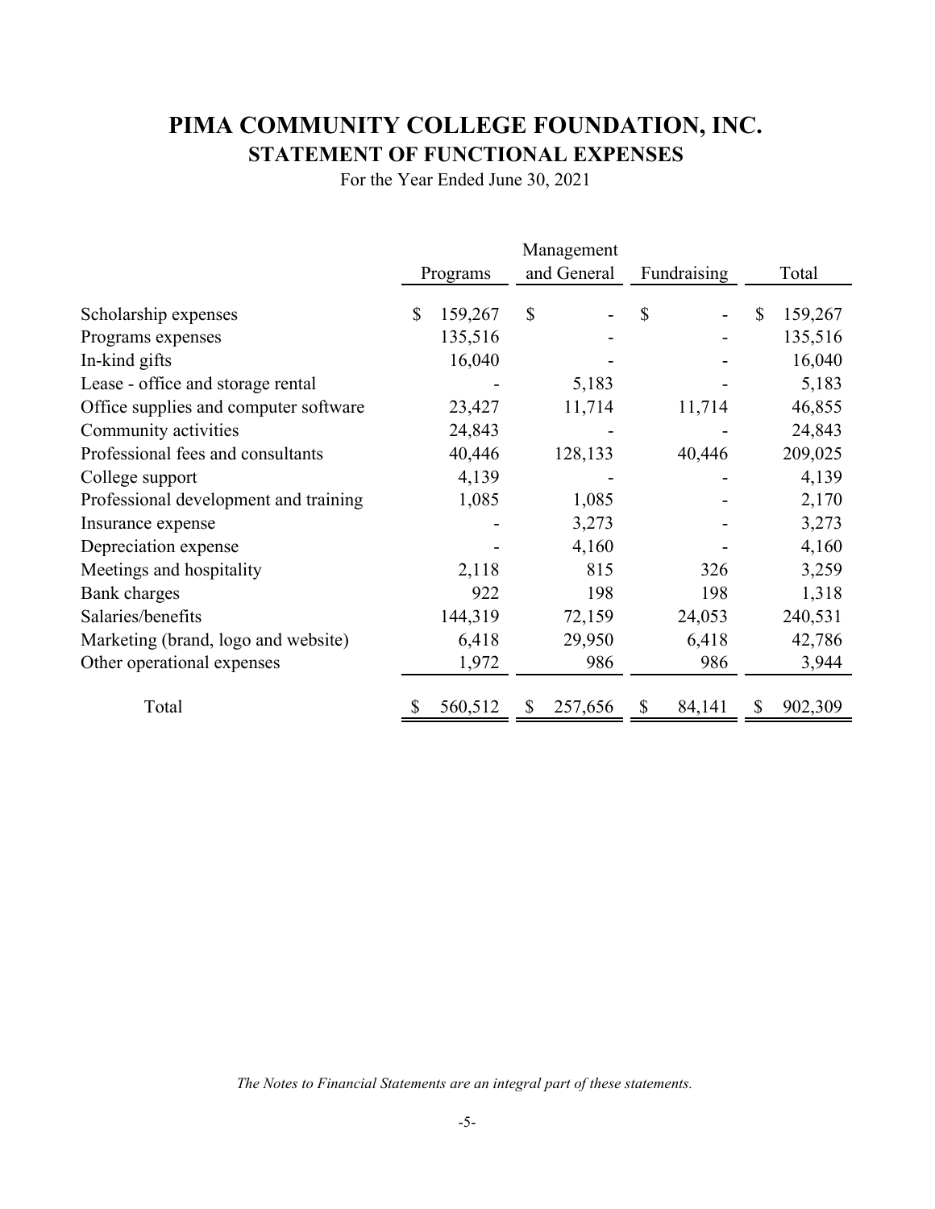# PIMA COMMUNITY COLLEGE FOUNDATION, INC.

## STATEMENT OF FUNCTIONAL EXPENSES

For the Year Ended June 30, 2021

| | Programs | Management and General | Fundraising | Total |
|---|---|---|---|---|
| Scholarship expenses | $ 159,267 | $ - | $ - | $ 159,267 |
| Programs expenses | 135,516 | - | - | 135,516 |
| In-kind gifts | 16,040 | - | - | 16,040 |
| Lease - office and storage rental | - | 5,183 | - | 5,183 |
| Office supplies and computer software | 23,427 | 11,714 | 11,714 | 46,855 |
| Community activities | 24,843 | - | - | 24,843 |
| Professional fees and consultants | 40,446 | 128,133 | 40,446 | 209,025 |
| College support | 4,139 | - | - | 4,139 |
| Professional development and training | 1,085 | 1,085 | - | 2,170 |
| Insurance expense | - | 3,273 | - | 3,273 |
| Depreciation expense | - | 4,160 | - | 4,160 |
| Meetings and hospitality | 2,118 | 815 | 326 | 3,259 |
| Bank charges | 922 | 198 | 198 | 1,318 |
| Salaries/benefits | 144,319 | 72,159 | 24,053 | 240,531 |
| Marketing (brand, logo and website) | 6,418 | 29,950 | 6,418 | 42,786 |
| Other operational expenses | 1,972 | 986 | 986 | 3,944 |
| Total | $ 560,512 | $ 257,656 | $ 84,141 | $ 902,309 |

*The Notes to Financial Statements are an integral part of these statements.*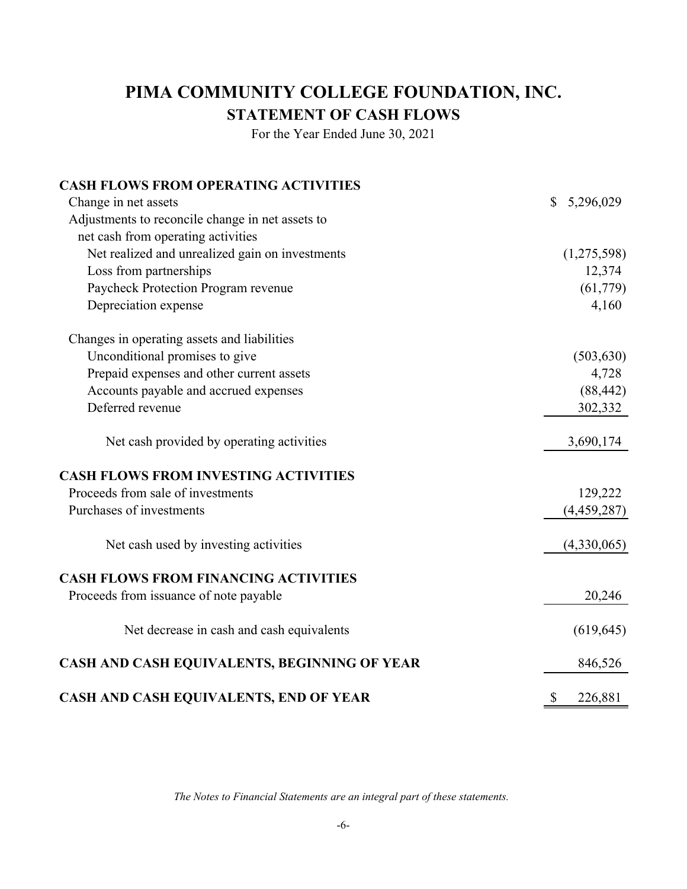# PIMA COMMUNITY COLLEGE FOUNDATION, INC.

## STATEMENT OF CASH FLOWS

For the Year Ended June 30, 2021

| | |
|---|---|
| **CASH FLOWS FROM OPERATING ACTIVITIES** | |
| Change in net assets | $ 5,296,029 |
| Adjustments to reconcile change in net assets to net cash from operating activities | |
| Net realized and unrealized gain on investments | (1,275,598) |
| Loss from partnerships | 12,374 |
| Paycheck Protection Program revenue | (61,779) |
| Depreciation expense | 4,160 |
| Changes in operating assets and liabilities | |
| Unconditional promises to give | (503,630) |
| Prepaid expenses and other current assets | 4,728 |
| Accounts payable and accrued expenses | (88,442) |
| Deferred revenue | 302,332 |
| Net cash provided by operating activities | 3,690,174 |
| **CASH FLOWS FROM INVESTING ACTIVITIES** | |
| Proceeds from sale of investments | 129,222 |
| Purchases of investments | (4,459,287) |
| Net cash used by investing activities | (4,330,065) |
| **CASH FLOWS FROM FINANCING ACTIVITIES** | |
| Proceeds from issuance of note payable | 20,246 |
| Net decrease in cash and cash equivalents | (619,645) |
| **CASH AND CASH EQUIVALENTS, BEGINNING OF YEAR** | 846,526 |
| **CASH AND CASH EQUIVALENTS, END OF YEAR** | $ 226,881 |

*The Notes to Financial Statements are an integral part of these statements.*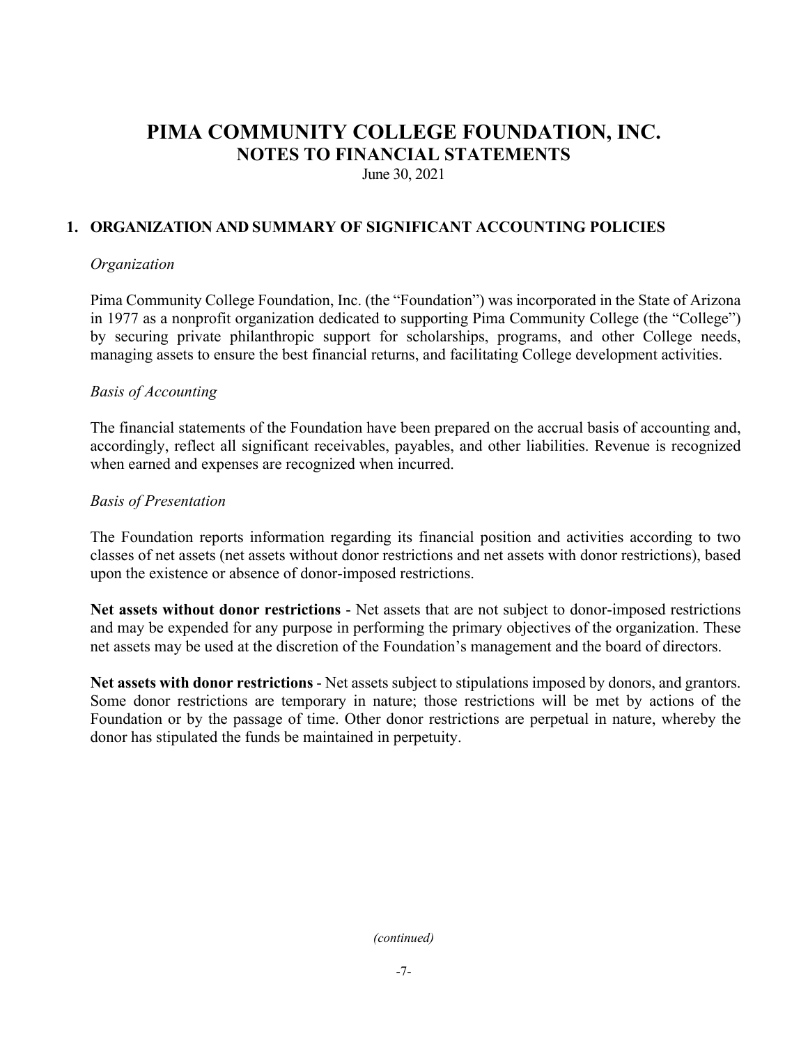# PIMA COMMUNITY COLLEGE FOUNDATION, INC.
## NOTES TO FINANCIAL STATEMENTS
June 30, 2021

### 1. ORGANIZATION AND SUMMARY OF SIGNIFICANT ACCOUNTING POLICIES

*Organization*

Pima Community College Foundation, Inc. (the "Foundation") was incorporated in the State of Arizona in 1977 as a nonprofit organization dedicated to supporting Pima Community College (the "College") by securing private philanthropic support for scholarships, programs, and other College needs, managing assets to ensure the best financial returns, and facilitating College development activities.

*Basis of Accounting*

The financial statements of the Foundation have been prepared on the accrual basis of accounting and, accordingly, reflect all significant receivables, payables, and other liabilities. Revenue is recognized when earned and expenses are recognized when incurred.

*Basis of Presentation*

The Foundation reports information regarding its financial position and activities according to two classes of net assets (net assets without donor restrictions and net assets with donor restrictions), based upon the existence or absence of donor-imposed restrictions.

**Net assets without donor restrictions** - Net assets that are not subject to donor-imposed restrictions and may be expended for any purpose in performing the primary objectives of the organization. These net assets may be used at the discretion of the Foundation's management and the board of directors.

**Net assets with donor restrictions** - Net assets subject to stipulations imposed by donors, and grantors. Some donor restrictions are temporary in nature; those restrictions will be met by actions of the Foundation or by the passage of time. Other donor restrictions are perpetual in nature, whereby the donor has stipulated the funds be maintained in perpetuity.

*(continued)*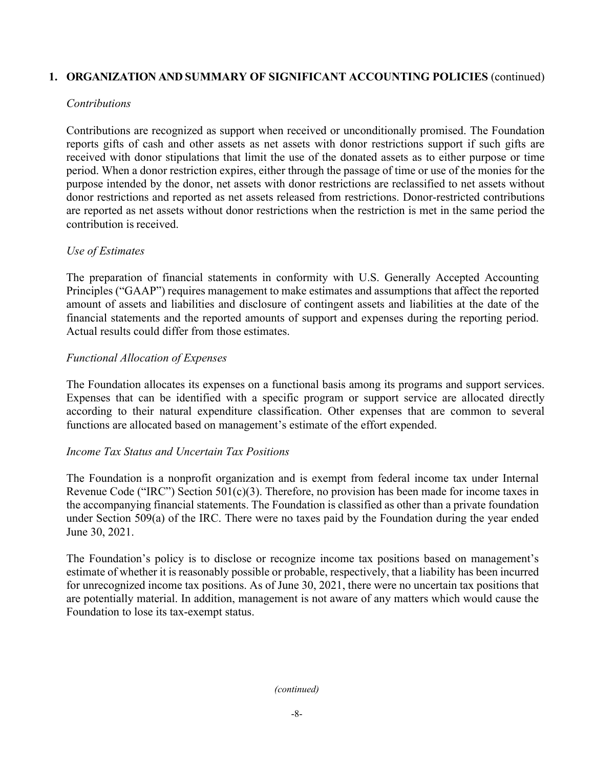## 1. ORGANIZATION AND SUMMARY OF SIGNIFICANT ACCOUNTING POLICIES (continued)

### *Contributions*

Contributions are recognized as support when received or unconditionally promised. The Foundation reports gifts of cash and other assets as net assets with donor restrictions support if such gifts are received with donor stipulations that limit the use of the donated assets as to either purpose or time period. When a donor restriction expires, either through the passage of time or use of the monies for the purpose intended by the donor, net assets with donor restrictions are reclassified to net assets without donor restrictions and reported as net assets released from restrictions. Donor-restricted contributions are reported as net assets without donor restrictions when the restriction is met in the same period the contribution is received.

### *Use of Estimates*

The preparation of financial statements in conformity with U.S. Generally Accepted Accounting Principles ("GAAP") requires management to make estimates and assumptions that affect the reported amount of assets and liabilities and disclosure of contingent assets and liabilities at the date of the financial statements and the reported amounts of support and expenses during the reporting period. Actual results could differ from those estimates.

### *Functional Allocation of Expenses*

The Foundation allocates its expenses on a functional basis among its programs and support services. Expenses that can be identified with a specific program or support service are allocated directly according to their natural expenditure classification. Other expenses that are common to several functions are allocated based on management's estimate of the effort expended.

### *Income Tax Status and Uncertain Tax Positions*

The Foundation is a nonprofit organization and is exempt from federal income tax under Internal Revenue Code ("IRC") Section 501(c)(3). Therefore, no provision has been made for income taxes in the accompanying financial statements. The Foundation is classified as other than a private foundation under Section 509(a) of the IRC. There were no taxes paid by the Foundation during the year ended June 30, 2021.

The Foundation's policy is to disclose or recognize income tax positions based on management's estimate of whether it is reasonably possible or probable, respectively, that a liability has been incurred for unrecognized income tax positions. As of June 30, 2021, there were no uncertain tax positions that are potentially material. In addition, management is not aware of any matters which would cause the Foundation to lose its tax-exempt status.

*(continued)*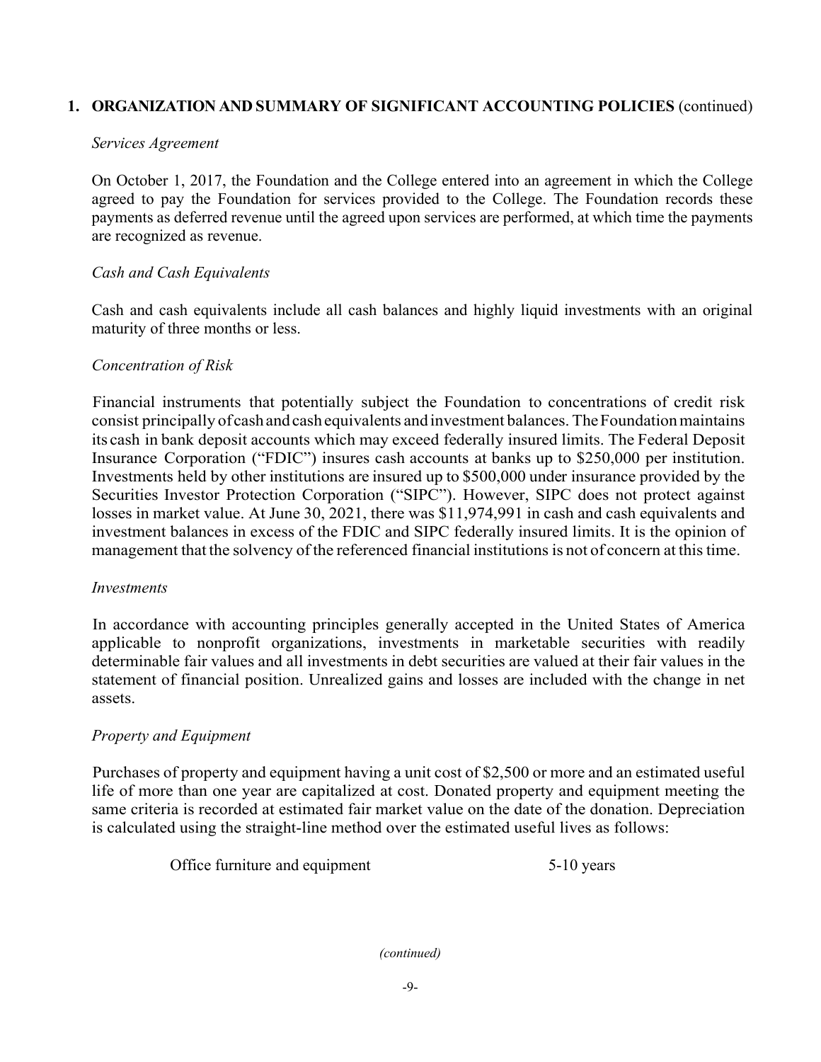## 1. ORGANIZATION AND SUMMARY OF SIGNIFICANT ACCOUNTING POLICIES (continued)

*Services Agreement*

On October 1, 2017, the Foundation and the College entered into an agreement in which the College agreed to pay the Foundation for services provided to the College. The Foundation records these payments as deferred revenue until the agreed upon services are performed, at which time the payments are recognized as revenue.

*Cash and Cash Equivalents*

Cash and cash equivalents include all cash balances and highly liquid investments with an original maturity of three months or less.

*Concentration of Risk*

Financial instruments that potentially subject the Foundation to concentrations of credit risk consist principally of cash and cash equivalents and investment balances. The Foundation maintains its cash in bank deposit accounts which may exceed federally insured limits. The Federal Deposit Insurance Corporation ("FDIC") insures cash accounts at banks up to $250,000 per institution. Investments held by other institutions are insured up to $500,000 under insurance provided by the Securities Investor Protection Corporation ("SIPC"). However, SIPC does not protect against losses in market value. At June 30, 2021, there was $11,974,991 in cash and cash equivalents and investment balances in excess of the FDIC and SIPC federally insured limits. It is the opinion of management that the solvency of the referenced financial institutions is not of concern at this time.

*Investments*

In accordance with accounting principles generally accepted in the United States of America applicable to nonprofit organizations, investments in marketable securities with readily determinable fair values and all investments in debt securities are valued at their fair values in the statement of financial position. Unrealized gains and losses are included with the change in net assets.

*Property and Equipment*

Purchases of property and equipment having a unit cost of $2,500 or more and an estimated useful life of more than one year are capitalized at cost. Donated property and equipment meeting the same criteria is recorded at estimated fair market value on the date of the donation. Depreciation is calculated using the straight-line method over the estimated useful lives as follows:

| | |
|---|---|
| Office furniture and equipment | 5-10 years |

*(continued)*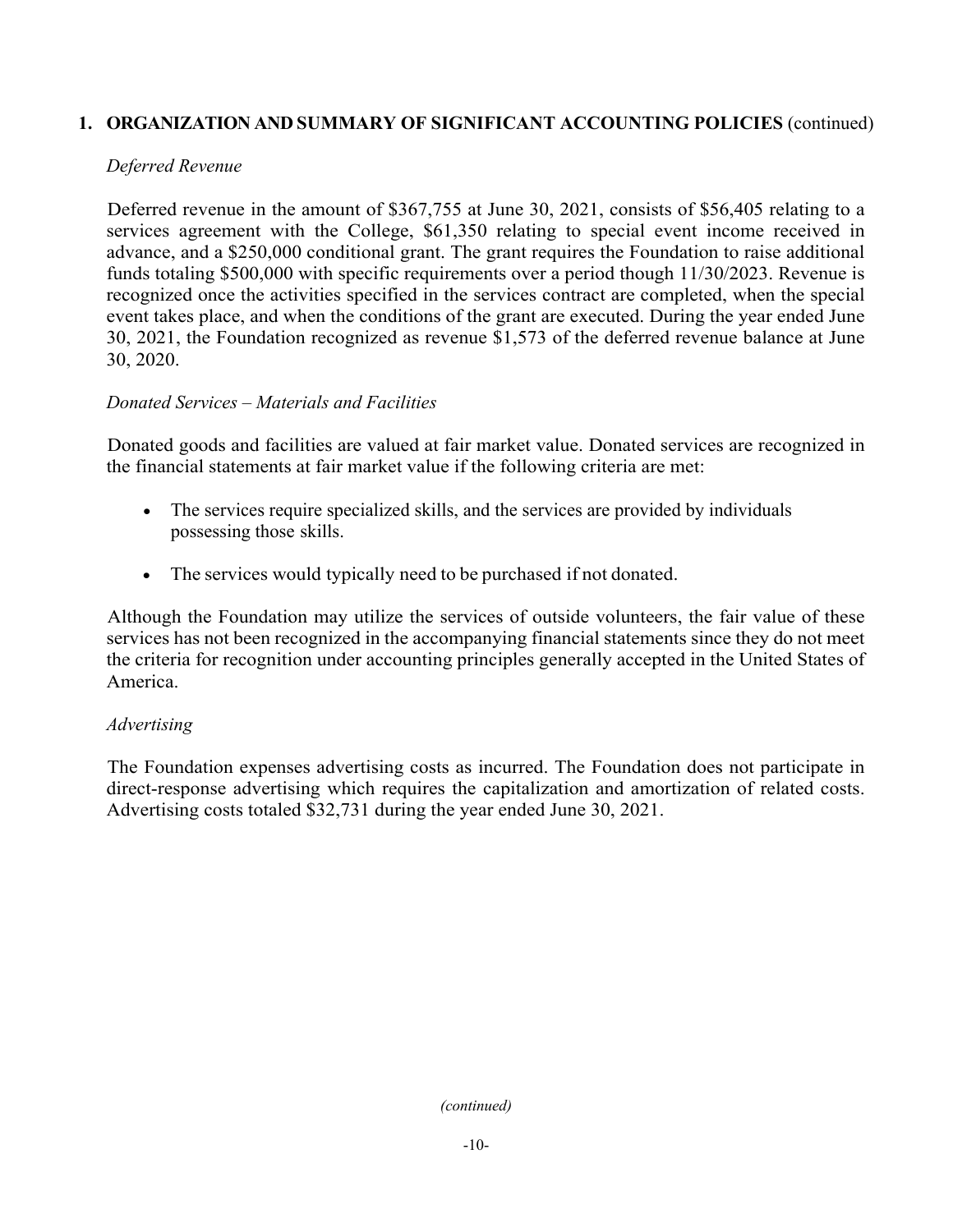## 1. ORGANIZATION AND SUMMARY OF SIGNIFICANT ACCOUNTING POLICIES (continued)

*Deferred Revenue*

Deferred revenue in the amount of $367,755 at June 30, 2021, consists of $56,405 relating to a services agreement with the College, $61,350 relating to special event income received in advance, and a $250,000 conditional grant. The grant requires the Foundation to raise additional funds totaling $500,000 with specific requirements over a period though 11/30/2023. Revenue is recognized once the activities specified in the services contract are completed, when the special event takes place, and when the conditions of the grant are executed. During the year ended June 30, 2021, the Foundation recognized as revenue $1,573 of the deferred revenue balance at June 30, 2020.

*Donated Services – Materials and Facilities*

Donated goods and facilities are valued at fair market value. Donated services are recognized in the financial statements at fair market value if the following criteria are met:

- The services require specialized skills, and the services are provided by individuals possessing those skills.
- The services would typically need to be purchased if not donated.

Although the Foundation may utilize the services of outside volunteers, the fair value of these services has not been recognized in the accompanying financial statements since they do not meet the criteria for recognition under accounting principles generally accepted in the United States of America.

*Advertising*

The Foundation expenses advertising costs as incurred. The Foundation does not participate in direct-response advertising which requires the capitalization and amortization of related costs. Advertising costs totaled $32,731 during the year ended June 30, 2021.

*(continued)*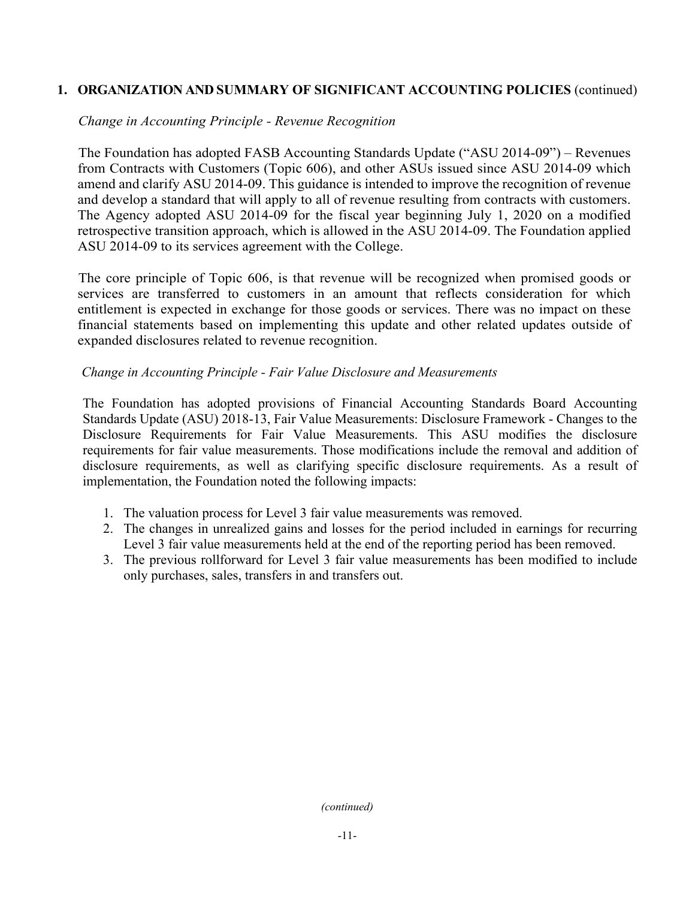## 1. ORGANIZATION AND SUMMARY OF SIGNIFICANT ACCOUNTING POLICIES (continued)

*Change in Accounting Principle - Revenue Recognition*

The Foundation has adopted FASB Accounting Standards Update ("ASU 2014-09") – Revenues from Contracts with Customers (Topic 606), and other ASUs issued since ASU 2014-09 which amend and clarify ASU 2014-09. This guidance is intended to improve the recognition of revenue and develop a standard that will apply to all of revenue resulting from contracts with customers. The Agency adopted ASU 2014-09 for the fiscal year beginning July 1, 2020 on a modified retrospective transition approach, which is allowed in the ASU 2014-09. The Foundation applied ASU 2014-09 to its services agreement with the College.

The core principle of Topic 606, is that revenue will be recognized when promised goods or services are transferred to customers in an amount that reflects consideration for which entitlement is expected in exchange for those goods or services. There was no impact on these financial statements based on implementing this update and other related updates outside of expanded disclosures related to revenue recognition.

*Change in Accounting Principle - Fair Value Disclosure and Measurements*

The Foundation has adopted provisions of Financial Accounting Standards Board Accounting Standards Update (ASU) 2018-13, Fair Value Measurements: Disclosure Framework - Changes to the Disclosure Requirements for Fair Value Measurements. This ASU modifies the disclosure requirements for fair value measurements. Those modifications include the removal and addition of disclosure requirements, as well as clarifying specific disclosure requirements. As a result of implementation, the Foundation noted the following impacts:

1. The valuation process for Level 3 fair value measurements was removed.
2. The changes in unrealized gains and losses for the period included in earnings for recurring Level 3 fair value measurements held at the end of the reporting period has been removed.
3. The previous rollforward for Level 3 fair value measurements has been modified to include only purchases, sales, transfers in and transfers out.

*(continued)*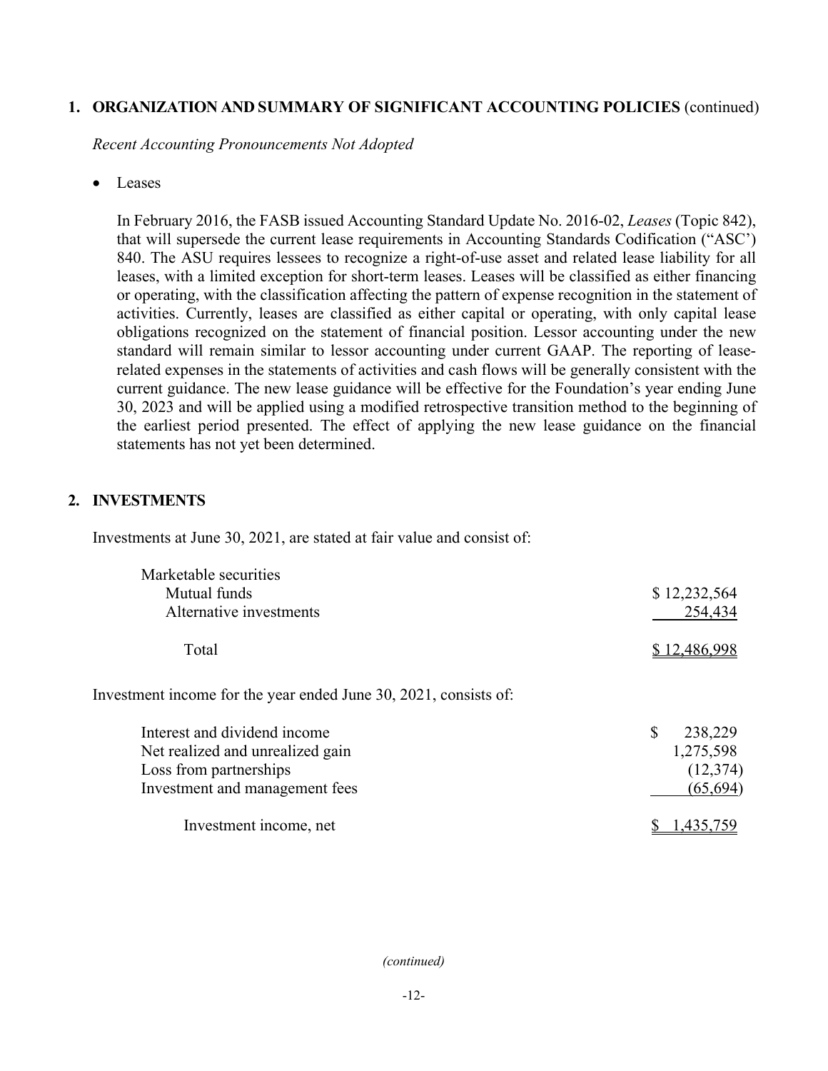## 1. ORGANIZATION AND SUMMARY OF SIGNIFICANT ACCOUNTING POLICIES (continued)

*Recent Accounting Pronouncements Not Adopted*

- Leases

  In February 2016, the FASB issued Accounting Standard Update No. 2016-02, *Leases* (Topic 842), that will supersede the current lease requirements in Accounting Standards Codification ("ASC') 840. The ASU requires lessees to recognize a right-of-use asset and related lease liability for all leases, with a limited exception for short-term leases. Leases will be classified as either financing or operating, with the classification affecting the pattern of expense recognition in the statement of activities. Currently, leases are classified as either capital or operating, with only capital lease obligations recognized on the statement of financial position. Lessor accounting under the new standard will remain similar to lessor accounting under current GAAP. The reporting of lease-related expenses in the statements of activities and cash flows will be generally consistent with the current guidance. The new lease guidance will be effective for the Foundation's year ending June 30, 2023 and will be applied using a modified retrospective transition method to the beginning of the earliest period presented. The effect of applying the new lease guidance on the financial statements has not yet been determined.

## 2. INVESTMENTS

Investments at June 30, 2021, are stated at fair value and consist of:

| | |
|---|---|
| Marketable securities | |
| Mutual funds | $ 12,232,564 |
| Alternative investments | 254,434 |
| Total | $ 12,486,998 |

Investment income for the year ended June 30, 2021, consists of:

| | |
|---|---|
| Interest and dividend income | $ 238,229 |
| Net realized and unrealized gain | 1,275,598 |
| Loss from partnerships | (12,374) |
| Investment and management fees | (65,694) |
| Investment income, net | $ 1,435,759 |

*(continued)*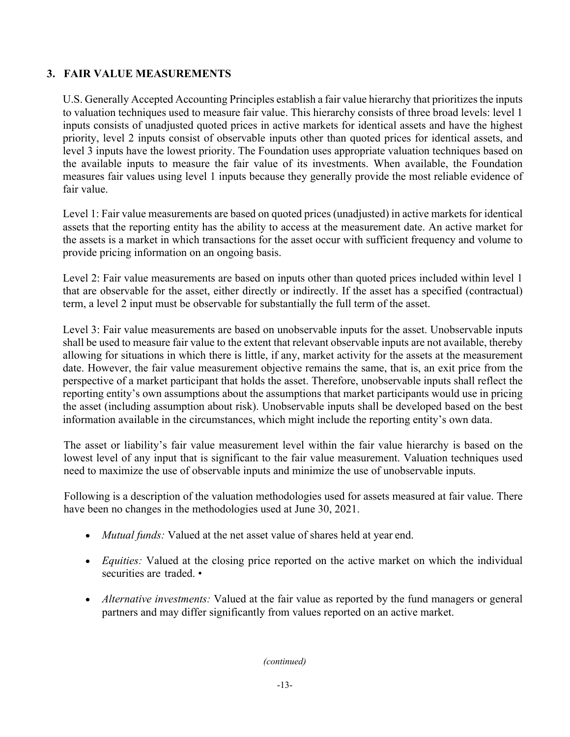## 3. FAIR VALUE MEASUREMENTS

U.S. Generally Accepted Accounting Principles establish a fair value hierarchy that prioritizes the inputs to valuation techniques used to measure fair value. This hierarchy consists of three broad levels: level 1 inputs consists of unadjusted quoted prices in active markets for identical assets and have the highest priority, level 2 inputs consist of observable inputs other than quoted prices for identical assets, and level 3 inputs have the lowest priority. The Foundation uses appropriate valuation techniques based on the available inputs to measure the fair value of its investments. When available, the Foundation measures fair values using level 1 inputs because they generally provide the most reliable evidence of fair value.

Level 1: Fair value measurements are based on quoted prices (unadjusted) in active markets for identical assets that the reporting entity has the ability to access at the measurement date. An active market for the assets is a market in which transactions for the asset occur with sufficient frequency and volume to provide pricing information on an ongoing basis.

Level 2: Fair value measurements are based on inputs other than quoted prices included within level 1 that are observable for the asset, either directly or indirectly. If the asset has a specified (contractual) term, a level 2 input must be observable for substantially the full term of the asset.

Level 3: Fair value measurements are based on unobservable inputs for the asset. Unobservable inputs shall be used to measure fair value to the extent that relevant observable inputs are not available, thereby allowing for situations in which there is little, if any, market activity for the assets at the measurement date. However, the fair value measurement objective remains the same, that is, an exit price from the perspective of a market participant that holds the asset. Therefore, unobservable inputs shall reflect the reporting entity's own assumptions about the assumptions that market participants would use in pricing the asset (including assumption about risk). Unobservable inputs shall be developed based on the best information available in the circumstances, which might include the reporting entity's own data.

The asset or liability's fair value measurement level within the fair value hierarchy is based on the lowest level of any input that is significant to the fair value measurement. Valuation techniques used need to maximize the use of observable inputs and minimize the use of unobservable inputs.

Following is a description of the valuation methodologies used for assets measured at fair value. There have been no changes in the methodologies used at June 30, 2021.

- *Mutual funds:* Valued at the net asset value of shares held at year end.
- *Equities:* Valued at the closing price reported on the active market on which the individual securities are traded. •
- *Alternative investments:* Valued at the fair value as reported by the fund managers or general partners and may differ significantly from values reported on an active market.

*(continued)*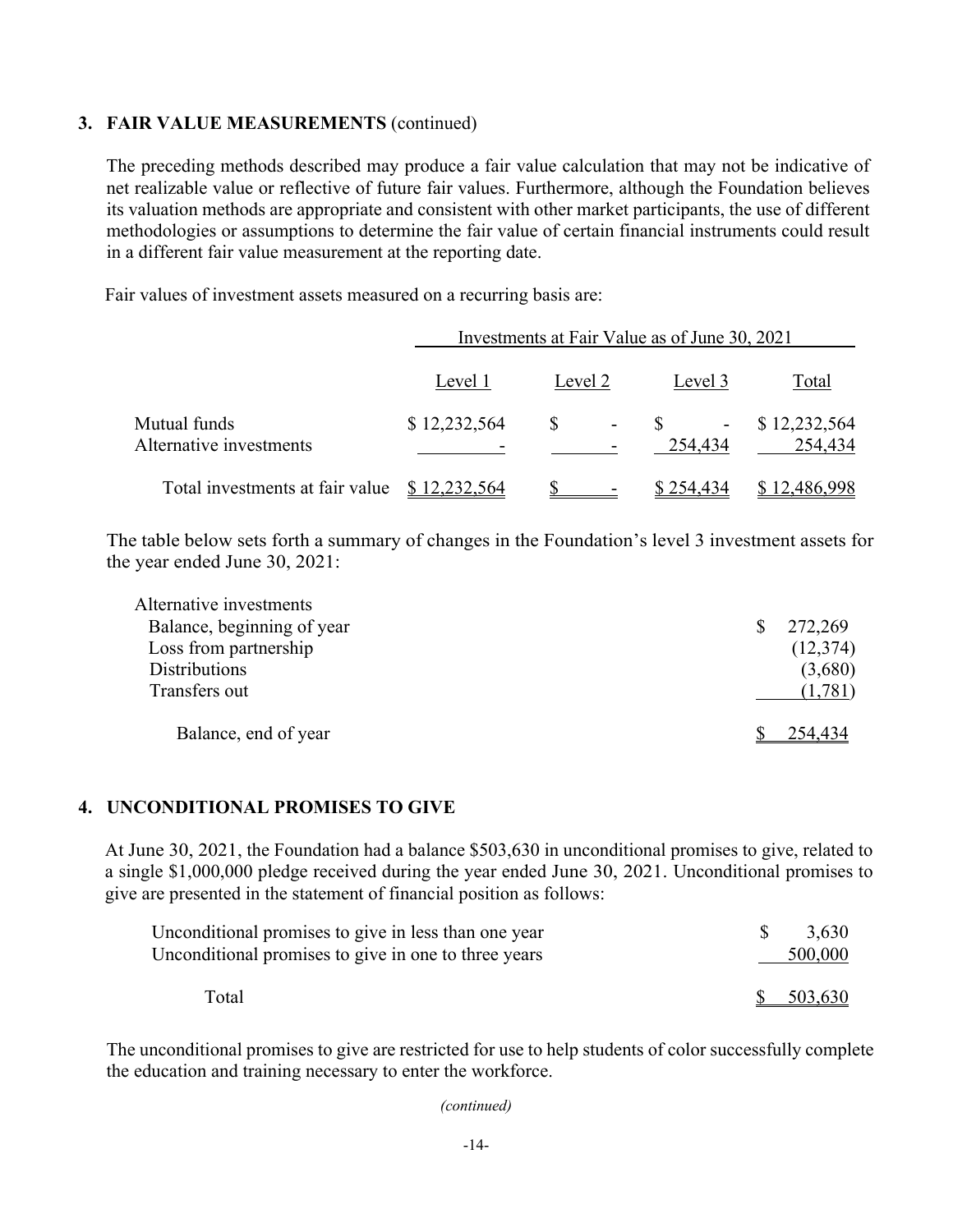### 3. FAIR VALUE MEASUREMENTS (continued)

The preceding methods described may produce a fair value calculation that may not be indicative of net realizable value or reflective of future fair values. Furthermore, although the Foundation believes its valuation methods are appropriate and consistent with other market participants, the use of different methodologies or assumptions to determine the fair value of certain financial instruments could result in a different fair value measurement at the reporting date.

Fair values of investment assets measured on a recurring basis are:

| | Investments at Fair Value as of June 30, 2021 | | | |
|---|---|---|---|---|
| | Level 1 | Level 2 | Level 3 | Total |
| Mutual funds | $ 12,232,564 | $ - | $ - | $ 12,232,564 |
| Alternative investments | - | - | 254,434 | 254,434 |
| Total investments at fair value | $ 12,232,564 | $ - | $ 254,434 | $ 12,486,998 |

The table below sets forth a summary of changes in the Foundation's level 3 investment assets for the year ended June 30, 2021:

| Alternative investments | |
|---|---|
| Balance, beginning of year | $ 272,269 |
| Loss from partnership | (12,374) |
| Distributions | (3,680) |
| Transfers out | (1,781) |
| Balance, end of year | $ 254,434 |

### 4. UNCONDITIONAL PROMISES TO GIVE

At June 30, 2021, the Foundation had a balance $503,630 in unconditional promises to give, related to a single $1,000,000 pledge received during the year ended June 30, 2021. Unconditional promises to give are presented in the statement of financial position as follows:

| | |
|---|---|
| Unconditional promises to give in less than one year | $ 3,630 |
| Unconditional promises to give in one to three years | 500,000 |
| Total | $ 503,630 |

The unconditional promises to give are restricted for use to help students of color successfully complete the education and training necessary to enter the workforce.

*(continued)*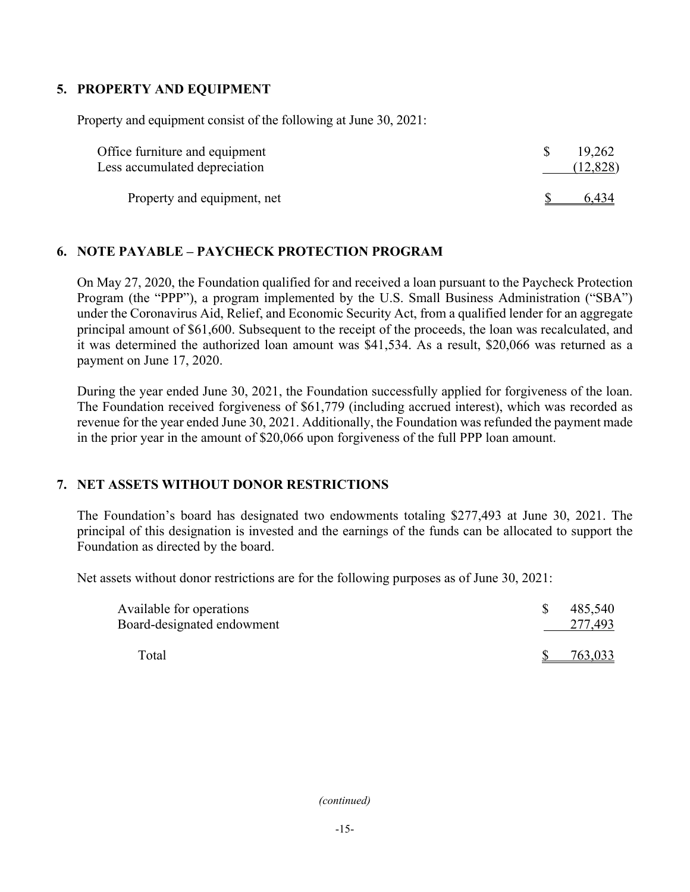## 5. PROPERTY AND EQUIPMENT

Property and equipment consist of the following at June 30, 2021:

| | |
|---|---|
| Office furniture and equipment | $ 19,262 |
| Less accumulated depreciation | (12,828) |
| Property and equipment, net | $ 6,434 |

## 6. NOTE PAYABLE – PAYCHECK PROTECTION PROGRAM

On May 27, 2020, the Foundation qualified for and received a loan pursuant to the Paycheck Protection Program (the "PPP"), a program implemented by the U.S. Small Business Administration ("SBA") under the Coronavirus Aid, Relief, and Economic Security Act, from a qualified lender for an aggregate principal amount of $61,600. Subsequent to the receipt of the proceeds, the loan was recalculated, and it was determined the authorized loan amount was $41,534. As a result, $20,066 was returned as a payment on June 17, 2020.

During the year ended June 30, 2021, the Foundation successfully applied for forgiveness of the loan. The Foundation received forgiveness of $61,779 (including accrued interest), which was recorded as revenue for the year ended June 30, 2021. Additionally, the Foundation was refunded the payment made in the prior year in the amount of $20,066 upon forgiveness of the full PPP loan amount.

## 7. NET ASSETS WITHOUT DONOR RESTRICTIONS

The Foundation's board has designated two endowments totaling $277,493 at June 30, 2021. The principal of this designation is invested and the earnings of the funds can be allocated to support the Foundation as directed by the board.

Net assets without donor restrictions are for the following purposes as of June 30, 2021:

| | |
|---|---|
| Available for operations | $ 485,540 |
| Board-designated endowment | 277,493 |
| Total | $ 763,033 |

*(continued)*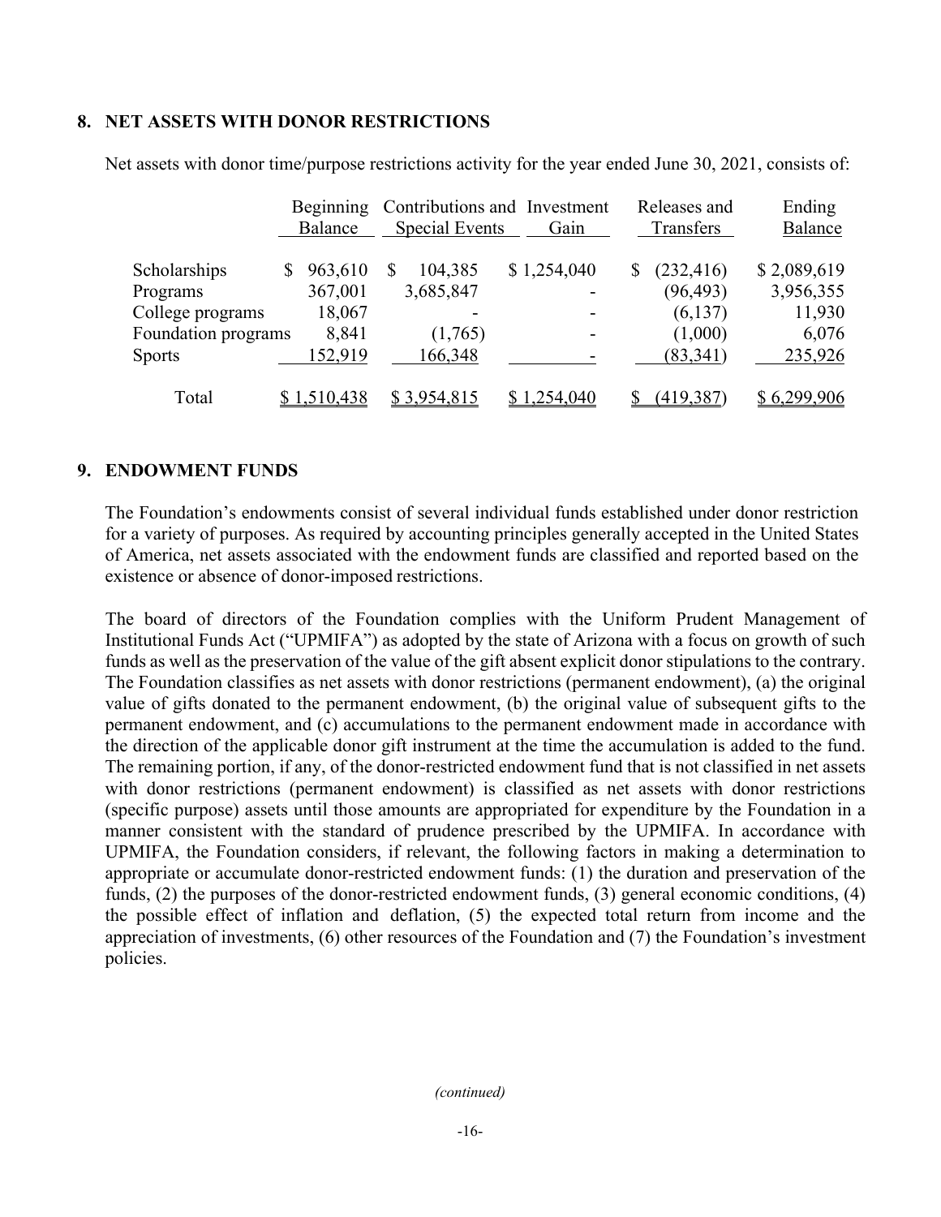## 8. NET ASSETS WITH DONOR RESTRICTIONS

Net assets with donor time/purpose restrictions activity for the year ended June 30, 2021, consists of:

| | Beginning Balance | Contributions and Special Events | Investment Gain | Releases and Transfers | Ending Balance |
|---|---|---|---|---|---|
| Scholarships | $ 963,610 | $ 104,385 | $ 1,254,040 | $ (232,416) | $ 2,089,619 |
| Programs | 367,001 | 3,685,847 | - | (96,493) | 3,956,355 |
| College programs | 18,067 | - | - | (6,137) | 11,930 |
| Foundation programs | 8,841 | (1,765) | - | (1,000) | 6,076 |
| Sports | 152,919 | 166,348 | - | (83,341) | 235,926 |
| Total | $ 1,510,438 | $ 3,954,815 | $ 1,254,040 | $ (419,387) | $ 6,299,906 |

## 9. ENDOWMENT FUNDS

The Foundation's endowments consist of several individual funds established under donor restriction for a variety of purposes. As required by accounting principles generally accepted in the United States of America, net assets associated with the endowment funds are classified and reported based on the existence or absence of donor-imposed restrictions.

The board of directors of the Foundation complies with the Uniform Prudent Management of Institutional Funds Act ("UPMIFA") as adopted by the state of Arizona with a focus on growth of such funds as well as the preservation of the value of the gift absent explicit donor stipulations to the contrary. The Foundation classifies as net assets with donor restrictions (permanent endowment), (a) the original value of gifts donated to the permanent endowment, (b) the original value of subsequent gifts to the permanent endowment, and (c) accumulations to the permanent endowment made in accordance with the direction of the applicable donor gift instrument at the time the accumulation is added to the fund. The remaining portion, if any, of the donor-restricted endowment fund that is not classified in net assets with donor restrictions (permanent endowment) is classified as net assets with donor restrictions (specific purpose) assets until those amounts are appropriated for expenditure by the Foundation in a manner consistent with the standard of prudence prescribed by the UPMIFA. In accordance with UPMIFA, the Foundation considers, if relevant, the following factors in making a determination to appropriate or accumulate donor-restricted endowment funds: (1) the duration and preservation of the funds, (2) the purposes of the donor-restricted endowment funds, (3) general economic conditions, (4) the possible effect of inflation and deflation, (5) the expected total return from income and the appreciation of investments, (6) other resources of the Foundation and (7) the Foundation's investment policies.

*(continued)*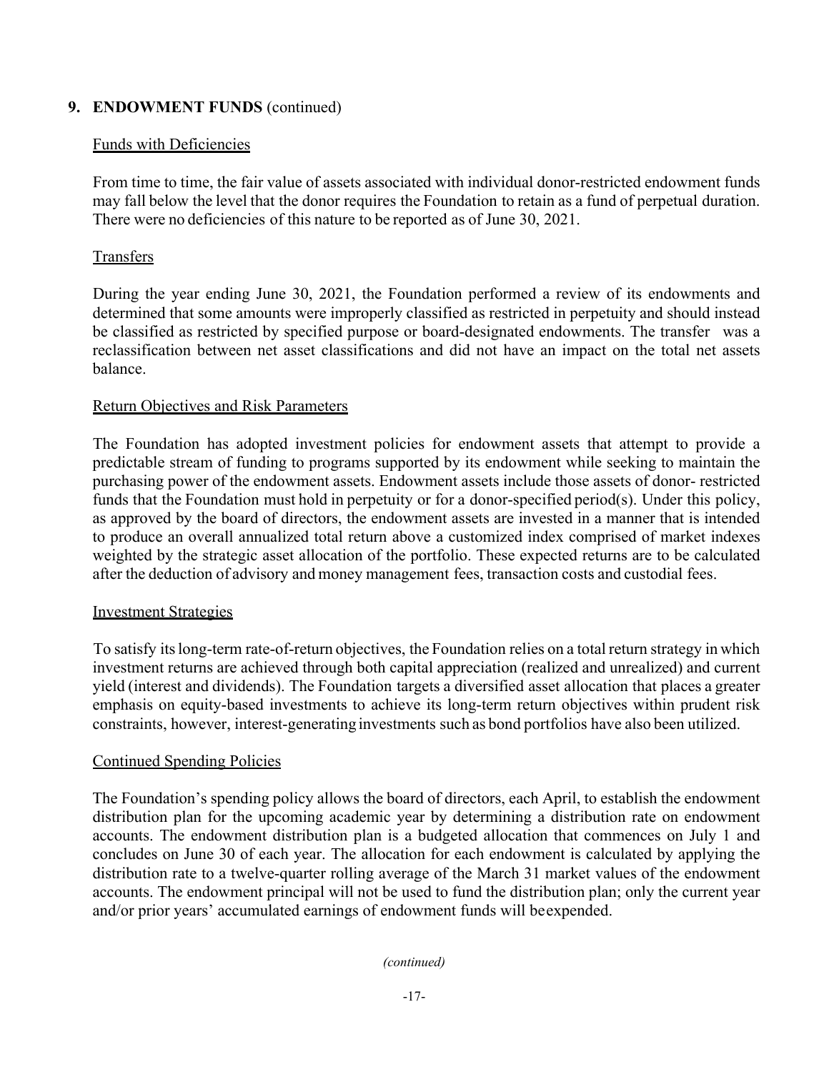## 9. ENDOWMENT FUNDS (continued)

### Funds with Deficiencies

From time to time, the fair value of assets associated with individual donor-restricted endowment funds may fall below the level that the donor requires the Foundation to retain as a fund of perpetual duration. There were no deficiencies of this nature to be reported as of June 30, 2021.

### Transfers

During the year ending June 30, 2021, the Foundation performed a review of its endowments and determined that some amounts were improperly classified as restricted in perpetuity and should instead be classified as restricted by specified purpose or board-designated endowments. The transfer was a reclassification between net asset classifications and did not have an impact on the total net assets balance.

### Return Objectives and Risk Parameters

The Foundation has adopted investment policies for endowment assets that attempt to provide a predictable stream of funding to programs supported by its endowment while seeking to maintain the purchasing power of the endowment assets. Endowment assets include those assets of donor- restricted funds that the Foundation must hold in perpetuity or for a donor-specified period(s). Under this policy, as approved by the board of directors, the endowment assets are invested in a manner that is intended to produce an overall annualized total return above a customized index comprised of market indexes weighted by the strategic asset allocation of the portfolio. These expected returns are to be calculated after the deduction of advisory and money management fees, transaction costs and custodial fees.

### Investment Strategies

To satisfy its long-term rate-of-return objectives, the Foundation relies on a total return strategy in which investment returns are achieved through both capital appreciation (realized and unrealized) and current yield (interest and dividends). The Foundation targets a diversified asset allocation that places a greater emphasis on equity-based investments to achieve its long-term return objectives within prudent risk constraints, however, interest-generating investments such as bond portfolios have also been utilized.

### Continued Spending Policies

The Foundation's spending policy allows the board of directors, each April, to establish the endowment distribution plan for the upcoming academic year by determining a distribution rate on endowment accounts. The endowment distribution plan is a budgeted allocation that commences on July 1 and concludes on June 30 of each year. The allocation for each endowment is calculated by applying the distribution rate to a twelve-quarter rolling average of the March 31 market values of the endowment accounts. The endowment principal will not be used to fund the distribution plan; only the current year and/or prior years' accumulated earnings of endowment funds will beexpended.

*(continued)*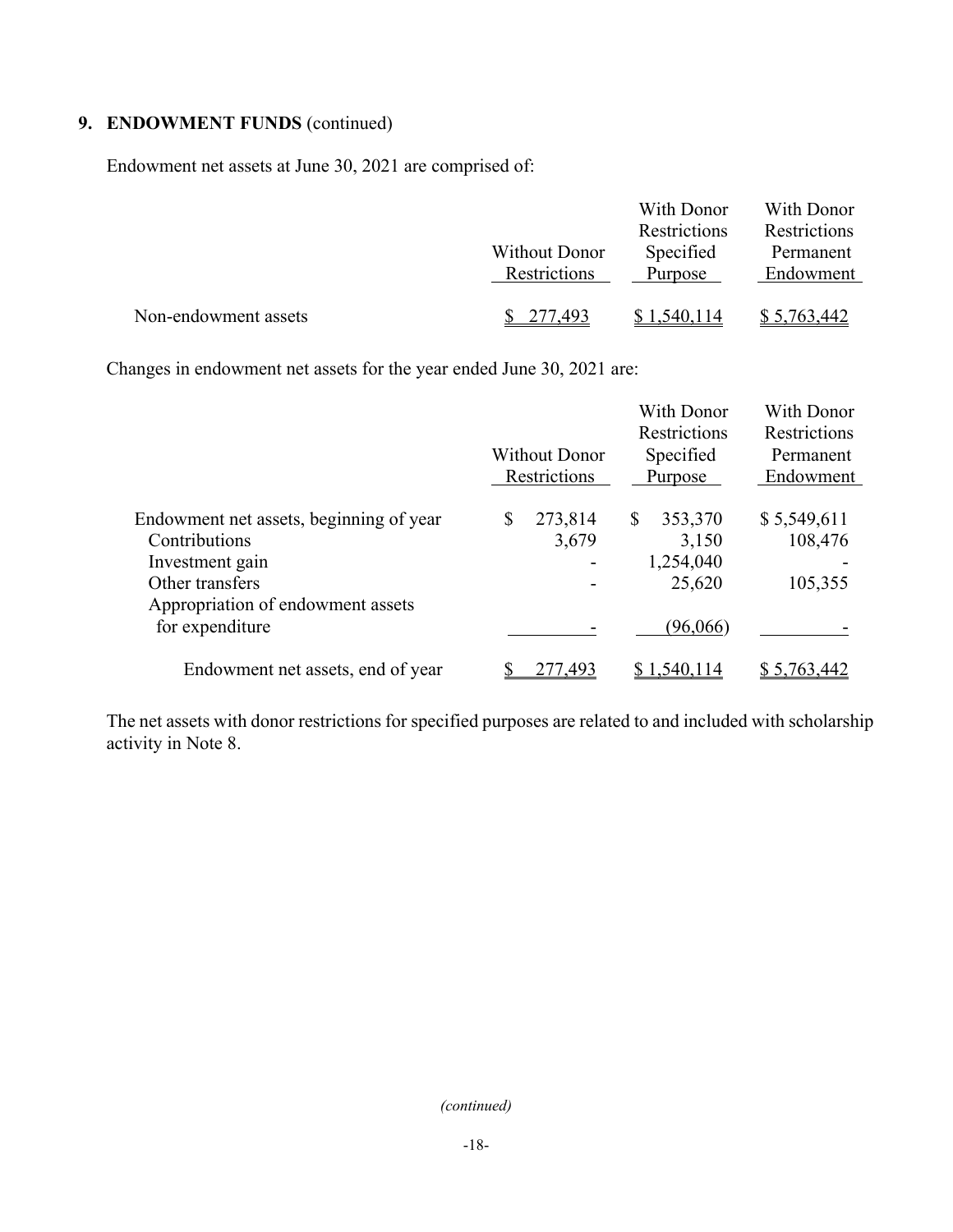## 9. ENDOWMENT FUNDS (continued)

Endowment net assets at June 30, 2021 are comprised of:

| | Without Donor Restrictions | With Donor Restrictions Specified Purpose | With Donor Restrictions Permanent Endowment |
|---|---|---|---|
| Non-endowment assets | $ 277,493 | $ 1,540,114 | $ 5,763,442 |

Changes in endowment net assets for the year ended June 30, 2021 are:

| | Without Donor Restrictions | With Donor Restrictions Specified Purpose | With Donor Restrictions Permanent Endowment |
|---|---|---|---|
| Endowment net assets, beginning of year | $ 273,814 | $ 353,370 | $ 5,549,611 |
| Contributions | 3,679 | 3,150 | 108,476 |
| Investment gain | - | 1,254,040 | - |
| Other transfers | - | 25,620 | 105,355 |
| Appropriation of endowment assets for expenditure | - | (96,066) | - |
| Endowment net assets, end of year | $ 277,493 | $ 1,540,114 | $ 5,763,442 |

The net assets with donor restrictions for specified purposes are related to and included with scholarship activity in Note 8.

*(continued)*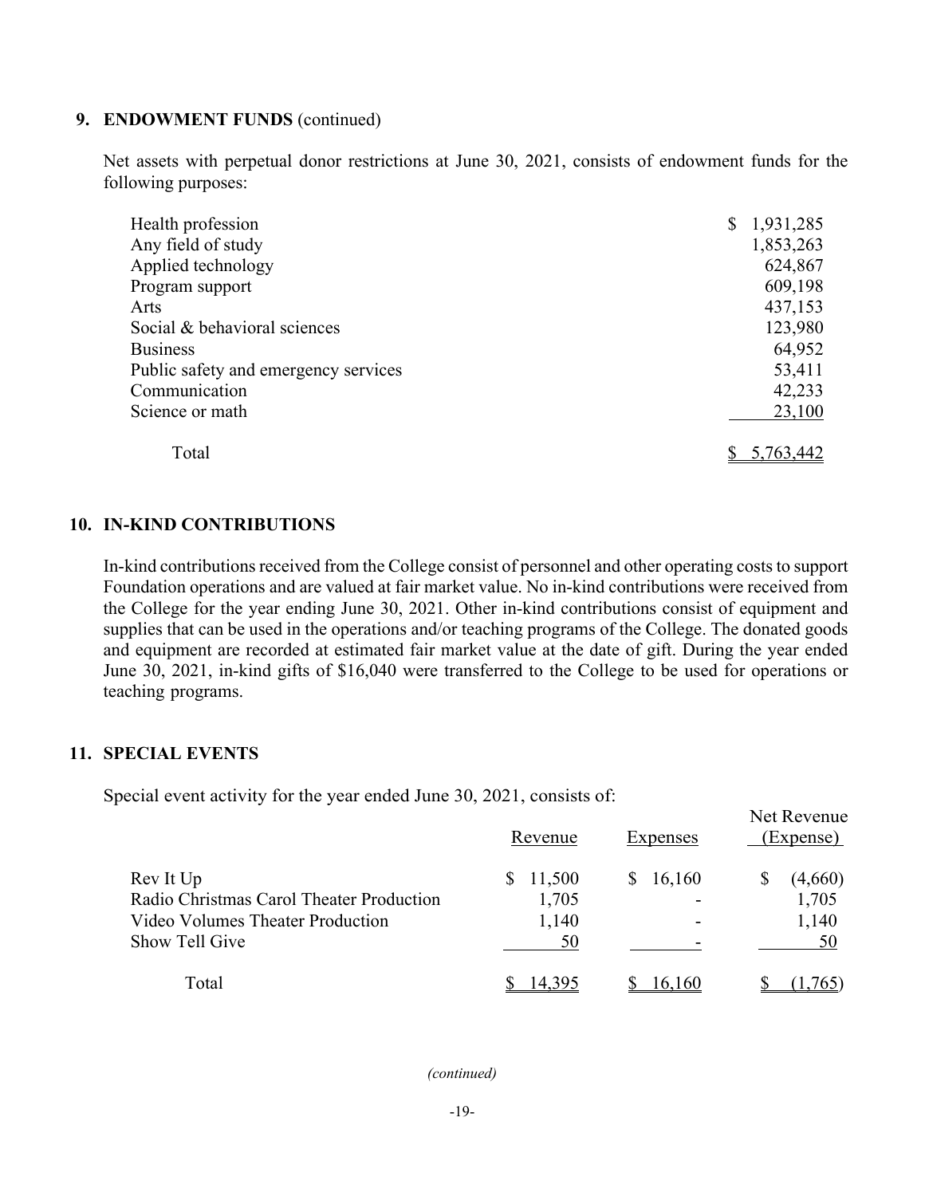## 9. ENDOWMENT FUNDS (continued)

Net assets with perpetual donor restrictions at June 30, 2021, consists of endowment funds for the following purposes:

| Purpose | Amount |
|---|---|
| Health profession | $ 1,931,285 |
| Any field of study | 1,853,263 |
| Applied technology | 624,867 |
| Program support | 609,198 |
| Arts | 437,153 |
| Social & behavioral sciences | 123,980 |
| Business | 64,952 |
| Public safety and emergency services | 53,411 |
| Communication | 42,233 |
| Science or math | 23,100 |
| Total | $ 5,763,442 |

## 10. IN-KIND CONTRIBUTIONS

In-kind contributions received from the College consist of personnel and other operating costs to support Foundation operations and are valued at fair market value. No in-kind contributions were received from the College for the year ending June 30, 2021. Other in-kind contributions consist of equipment and supplies that can be used in the operations and/or teaching programs of the College. The donated goods and equipment are recorded at estimated fair market value at the date of gift. During the year ended June 30, 2021, in-kind gifts of $16,040 were transferred to the College to be used for operations or teaching programs.

## 11. SPECIAL EVENTS

Special event activity for the year ended June 30, 2021, consists of:

| | Revenue | Expenses | Net Revenue (Expense) |
|---|---|---|---|
| Rev It Up | $ 11,500 | $ 16,160 | $ (4,660) |
| Radio Christmas Carol Theater Production | 1,705 | - | 1,705 |
| Video Volumes Theater Production | 1,140 | - | 1,140 |
| Show Tell Give | 50 | - | 50 |
| Total | $ 14,395 | $ 16,160 | $ (1,765) |

*(continued)*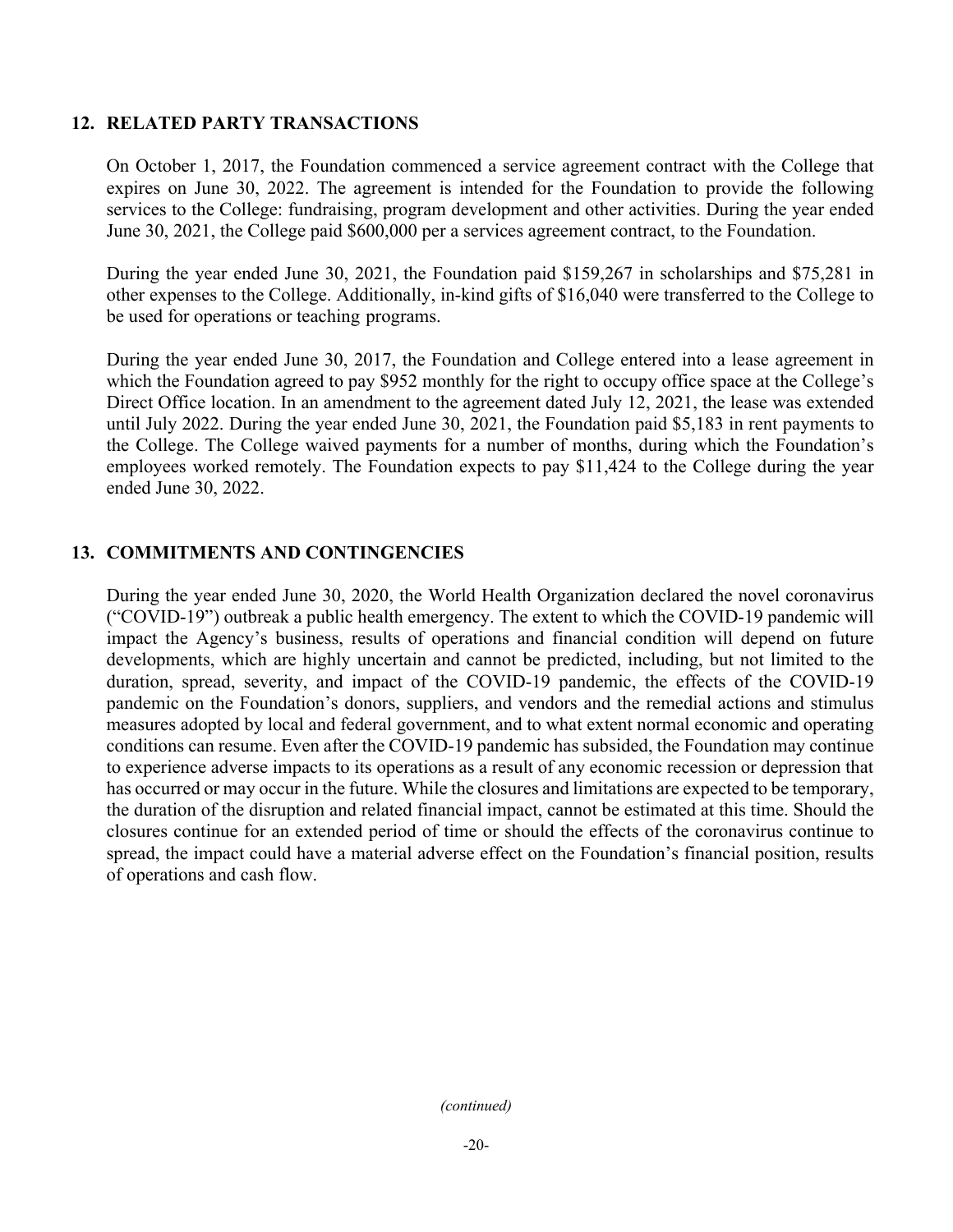## 12. RELATED PARTY TRANSACTIONS

On October 1, 2017, the Foundation commenced a service agreement contract with the College that expires on June 30, 2022. The agreement is intended for the Foundation to provide the following services to the College: fundraising, program development and other activities. During the year ended June 30, 2021, the College paid $600,000 per a services agreement contract, to the Foundation.

During the year ended June 30, 2021, the Foundation paid $159,267 in scholarships and $75,281 in other expenses to the College. Additionally, in-kind gifts of $16,040 were transferred to the College to be used for operations or teaching programs.

During the year ended June 30, 2017, the Foundation and College entered into a lease agreement in which the Foundation agreed to pay $952 monthly for the right to occupy office space at the College's Direct Office location. In an amendment to the agreement dated July 12, 2021, the lease was extended until July 2022. During the year ended June 30, 2021, the Foundation paid $5,183 in rent payments to the College. The College waived payments for a number of months, during which the Foundation's employees worked remotely. The Foundation expects to pay $11,424 to the College during the year ended June 30, 2022.

## 13. COMMITMENTS AND CONTINGENCIES

During the year ended June 30, 2020, the World Health Organization declared the novel coronavirus ("COVID-19") outbreak a public health emergency. The extent to which the COVID-19 pandemic will impact the Agency's business, results of operations and financial condition will depend on future developments, which are highly uncertain and cannot be predicted, including, but not limited to the duration, spread, severity, and impact of the COVID-19 pandemic, the effects of the COVID-19 pandemic on the Foundation's donors, suppliers, and vendors and the remedial actions and stimulus measures adopted by local and federal government, and to what extent normal economic and operating conditions can resume. Even after the COVID-19 pandemic has subsided, the Foundation may continue to experience adverse impacts to its operations as a result of any economic recession or depression that has occurred or may occur in the future. While the closures and limitations are expected to be temporary, the duration of the disruption and related financial impact, cannot be estimated at this time. Should the closures continue for an extended period of time or should the effects of the coronavirus continue to spread, the impact could have a material adverse effect on the Foundation's financial position, results of operations and cash flow.

*(continued)*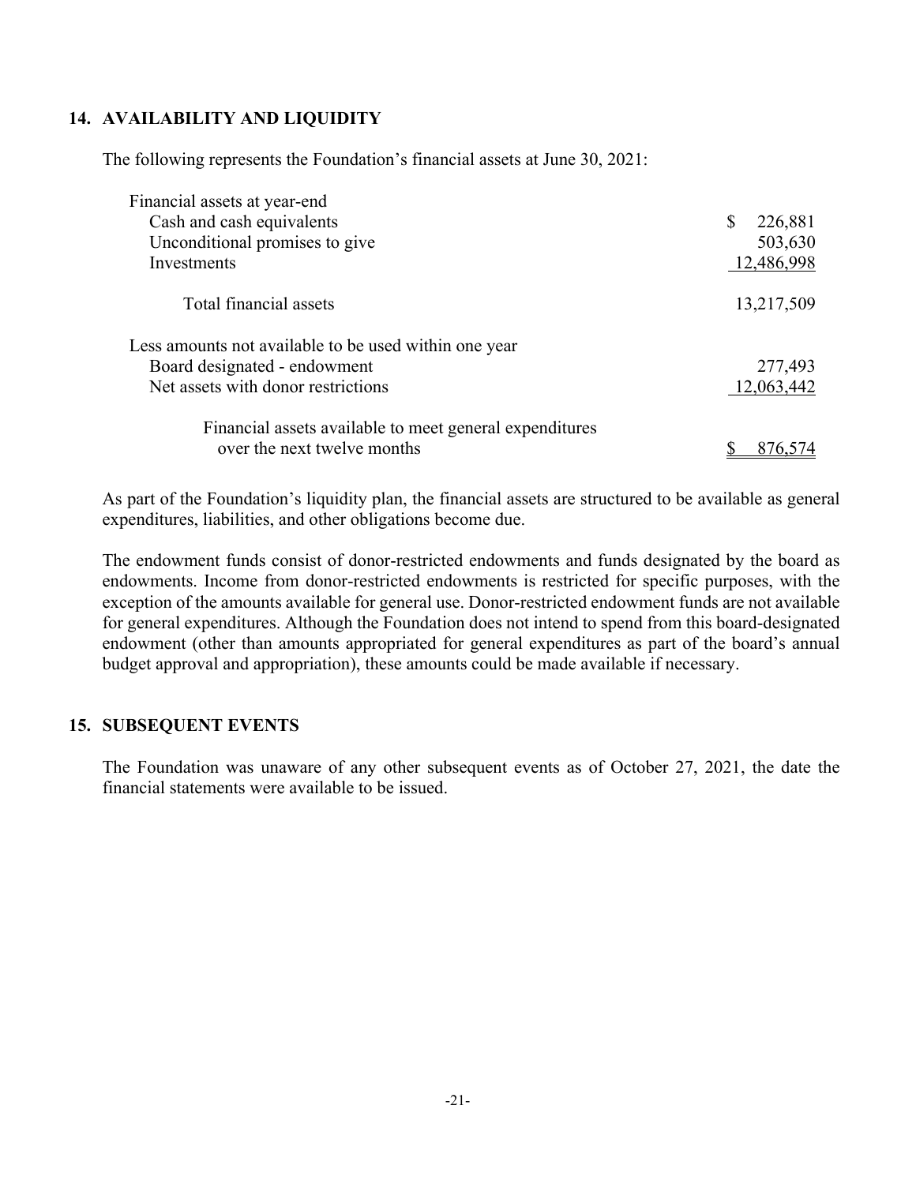## 14. AVAILABILITY AND LIQUIDITY

The following represents the Foundation's financial assets at June 30, 2021:

| | |
|---|---|
| Financial assets at year-end | |
| Cash and cash equivalents | $ 226,881 |
| Unconditional promises to give | 503,630 |
| Investments | 12,486,998 |
| Total financial assets | 13,217,509 |
| Less amounts not available to be used within one year | |
| Board designated - endowment | 277,493 |
| Net assets with donor restrictions | 12,063,442 |
| Financial assets available to meet general expenditures over the next twelve months | $ 876,574 |

As part of the Foundation's liquidity plan, the financial assets are structured to be available as general expenditures, liabilities, and other obligations become due.

The endowment funds consist of donor-restricted endowments and funds designated by the board as endowments. Income from donor-restricted endowments is restricted for specific purposes, with the exception of the amounts available for general use. Donor-restricted endowment funds are not available for general expenditures. Although the Foundation does not intend to spend from this board-designated endowment (other than amounts appropriated for general expenditures as part of the board's annual budget approval and appropriation), these amounts could be made available if necessary.

## 15. SUBSEQUENT EVENTS

The Foundation was unaware of any other subsequent events as of October 27, 2021, the date the financial statements were available to be issued.